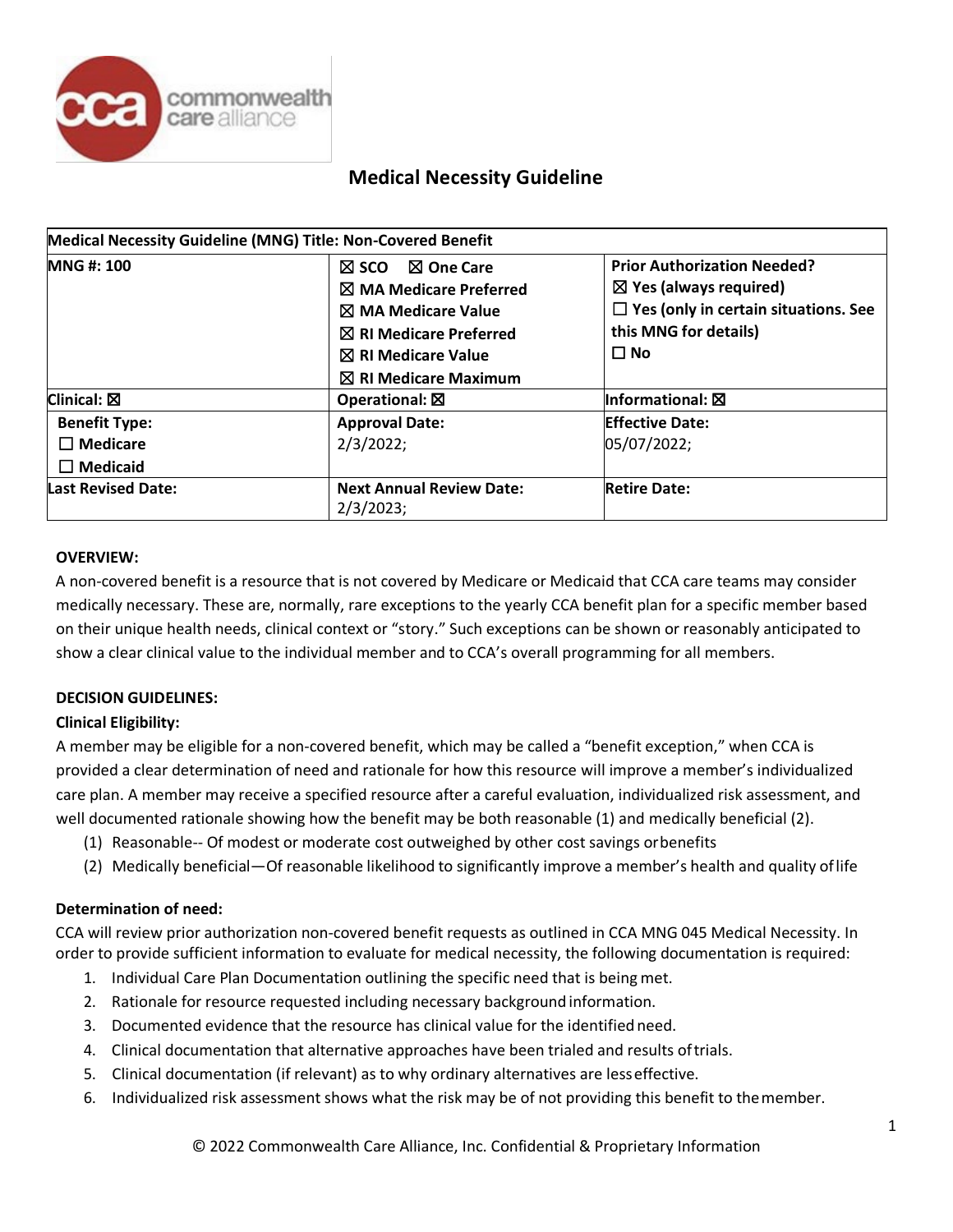# Medical Necessity Guideline

| Medical Necessity Guideline (MNG) Title: Non-Covered Benefit | | |
|---|---|---|
| **MNG #: 100** | ☒ **SCO** ☒ **One Care**<br>☒ **MA Medicare Preferred**<br>☒ **MA Medicare Value**<br>☒ **RI Medicare Preferred**<br>☒ **RI Medicare Value**<br>☒ **RI Medicare Maximum** | **Prior Authorization Needed?**<br>☒ **Yes (always required)**<br>☐ **Yes (only in certain situations. See this MNG for details)**<br>☐ **No** |
| **Clinical:** ☒ | **Operational:** ☒ | **Informational:** ☒ |
| **Benefit Type:**<br>☐ **Medicare**<br>☐ **Medicaid** | **Approval Date:**<br>2/3/2022; | **Effective Date:**<br>05/07/2022; |
| **Last Revised Date:** | **Next Annual Review Date:**<br>2/3/2023; | **Retire Date:** |

**OVERVIEW:**

A non-covered benefit is a resource that is not covered by Medicare or Medicaid that CCA care teams may consider medically necessary. These are, normally, rare exceptions to the yearly CCA benefit plan for a specific member based on their unique health needs, clinical context or "story." Such exceptions can be shown or reasonably anticipated to show a clear clinical value to the individual member and to CCA's overall programming for all members.

**DECISION GUIDELINES:**

**Clinical Eligibility:**

A member may be eligible for a non-covered benefit, which may be called a "benefit exception," when CCA is provided a clear determination of need and rationale for how this resource will improve a member's individualized care plan. A member may receive a specified resource after a careful evaluation, individualized risk assessment, and well documented rationale showing how the benefit may be both reasonable (1) and medically beneficial (2).

(1) Reasonable-- Of modest or moderate cost outweighed by other cost savings or benefits
(2) Medically beneficial—Of reasonable likelihood to significantly improve a member's health and quality of life

**Determination of need:**

CCA will review prior authorization non-covered benefit requests as outlined in CCA MNG 045 Medical Necessity. In order to provide sufficient information to evaluate for medical necessity, the following documentation is required:

1. Individual Care Plan Documentation outlining the specific need that is being met.
2. Rationale for resource requested including necessary background information.
3. Documented evidence that the resource has clinical value for the identified need.
4. Clinical documentation that alternative approaches have been trialed and results of trials.
5. Clinical documentation (if relevant) as to why ordinary alternatives are less effective.
6. Individualized risk assessment shows what the risk may be of not providing this benefit to the member.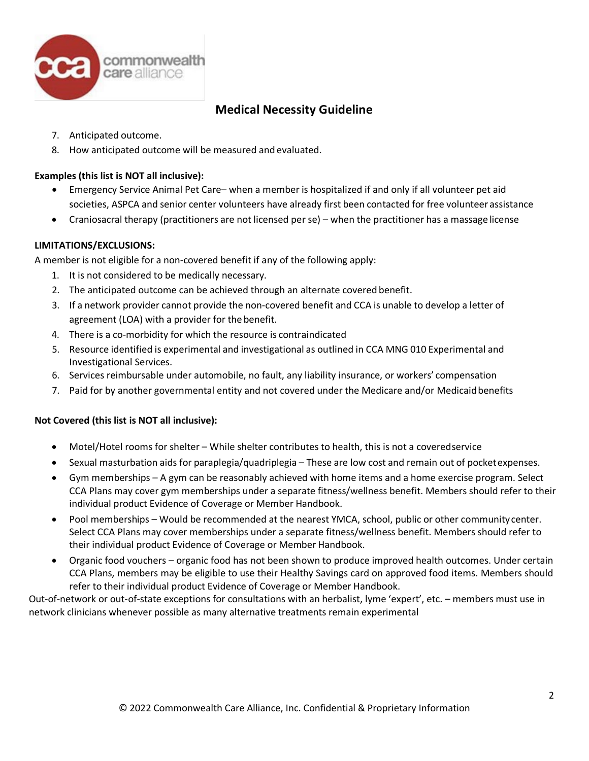7. Anticipated outcome.
8. How anticipated outcome will be measured and evaluated.

**Examples (this list is NOT all inclusive):**

- Emergency Service Animal Pet Care– when a member is hospitalized if and only if all volunteer pet aid societies, ASPCA and senior center volunteers have already first been contacted for free volunteer assistance
- Craniosacral therapy (practitioners are not licensed per se) – when the practitioner has a massage license

**LIMITATIONS/EXCLUSIONS:**

A member is not eligible for a non-covered benefit if any of the following apply:

1. It is not considered to be medically necessary.
2. The anticipated outcome can be achieved through an alternate covered benefit.
3. If a network provider cannot provide the non-covered benefit and CCA is unable to develop a letter of agreement (LOA) with a provider for the benefit.
4. There is a co-morbidity for which the resource is contraindicated
5. Resource identified is experimental and investigational as outlined in CCA MNG 010 Experimental and Investigational Services.
6. Services reimbursable under automobile, no fault, any liability insurance, or workers' compensation
7. Paid for by another governmental entity and not covered under the Medicare and/or Medicaid benefits

**Not Covered (this list is NOT all inclusive):**

- Motel/Hotel rooms for shelter – While shelter contributes to health, this is not a covered service
- Sexual masturbation aids for paraplegia/quadriplegia – These are low cost and remain out of pocket expenses.
- Gym memberships – A gym can be reasonably achieved with home items and a home exercise program. Select CCA Plans may cover gym memberships under a separate fitness/wellness benefit. Members should refer to their individual product Evidence of Coverage or Member Handbook.
- Pool memberships – Would be recommended at the nearest YMCA, school, public or other community center. Select CCA Plans may cover memberships under a separate fitness/wellness benefit. Members should refer to their individual product Evidence of Coverage or Member Handbook.
- Organic food vouchers – organic food has not been shown to produce improved health outcomes. Under certain CCA Plans, members may be eligible to use their Healthy Savings card on approved food items. Members should refer to their individual product Evidence of Coverage or Member Handbook.

Out-of-network or out-of-state exceptions for consultations with an herbalist, lyme 'expert', etc. – members must use in network clinicians whenever possible as many alternative treatments remain experimental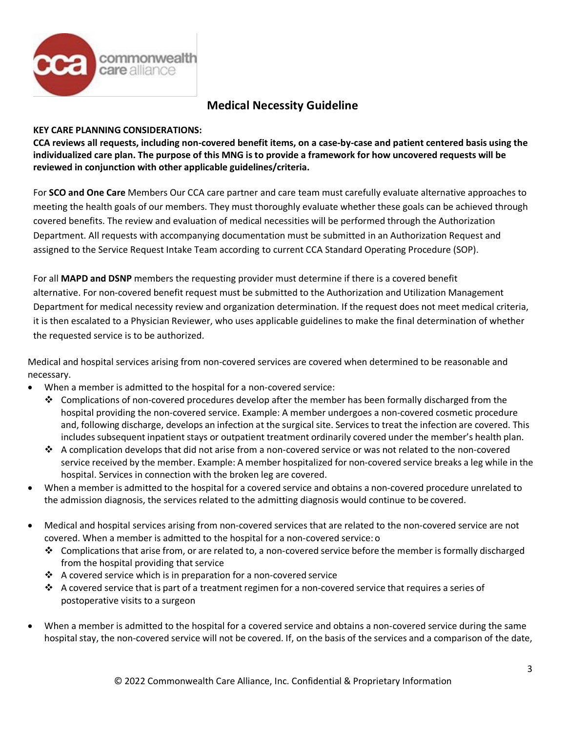## Medical Necessity Guideline

**KEY CARE PLANNING CONSIDERATIONS:**
**CCA reviews all requests, including non-covered benefit items, on a case-by-case and patient centered basis using the individualized care plan. The purpose of this MNG is to provide a framework for how uncovered requests will be reviewed in conjunction with other applicable guidelines/criteria.**

For **SCO and One Care** Members Our CCA care partner and care team must carefully evaluate alternative approaches to meeting the health goals of our members. They must thoroughly evaluate whether these goals can be achieved through covered benefits. The review and evaluation of medical necessities will be performed through the Authorization Department. All requests with accompanying documentation must be submitted in an Authorization Request and assigned to the Service Request Intake Team according to current CCA Standard Operating Procedure (SOP).

For all **MAPD and DSNP** members the requesting provider must determine if there is a covered benefit alternative. For non-covered benefit request must be submitted to the Authorization and Utilization Management Department for medical necessity review and organization determination. If the request does not meet medical criteria, it is then escalated to a Physician Reviewer, who uses applicable guidelines to make the final determination of whether the requested service is to be authorized.

Medical and hospital services arising from non-covered services are covered when determined to be reasonable and necessary.

- When a member is admitted to the hospital for a non-covered service:
  - ❖ Complications of non-covered procedures develop after the member has been formally discharged from the hospital providing the non-covered service. Example: A member undergoes a non-covered cosmetic procedure and, following discharge, develops an infection at the surgical site. Services to treat the infection are covered. This includes subsequent inpatient stays or outpatient treatment ordinarily covered under the member's health plan.
  - ❖ A complication develops that did not arise from a non-covered service or was not related to the non-covered service received by the member. Example: A member hospitalized for non-covered service breaks a leg while in the hospital. Services in connection with the broken leg are covered.
- When a member is admitted to the hospital for a covered service and obtains a non-covered procedure unrelated to the admission diagnosis, the services related to the admitting diagnosis would continue to be covered.
- Medical and hospital services arising from non-covered services that are related to the non-covered service are not covered. When a member is admitted to the hospital for a non-covered service: o
  - ❖ Complications that arise from, or are related to, a non-covered service before the member is formally discharged from the hospital providing that service
  - ❖ A covered service which is in preparation for a non-covered service
  - ❖ A covered service that is part of a treatment regimen for a non-covered service that requires a series of postoperative visits to a surgeon
- When a member is admitted to the hospital for a covered service and obtains a non-covered service during the same hospital stay, the non-covered service will not be covered. If, on the basis of the services and a comparison of the date,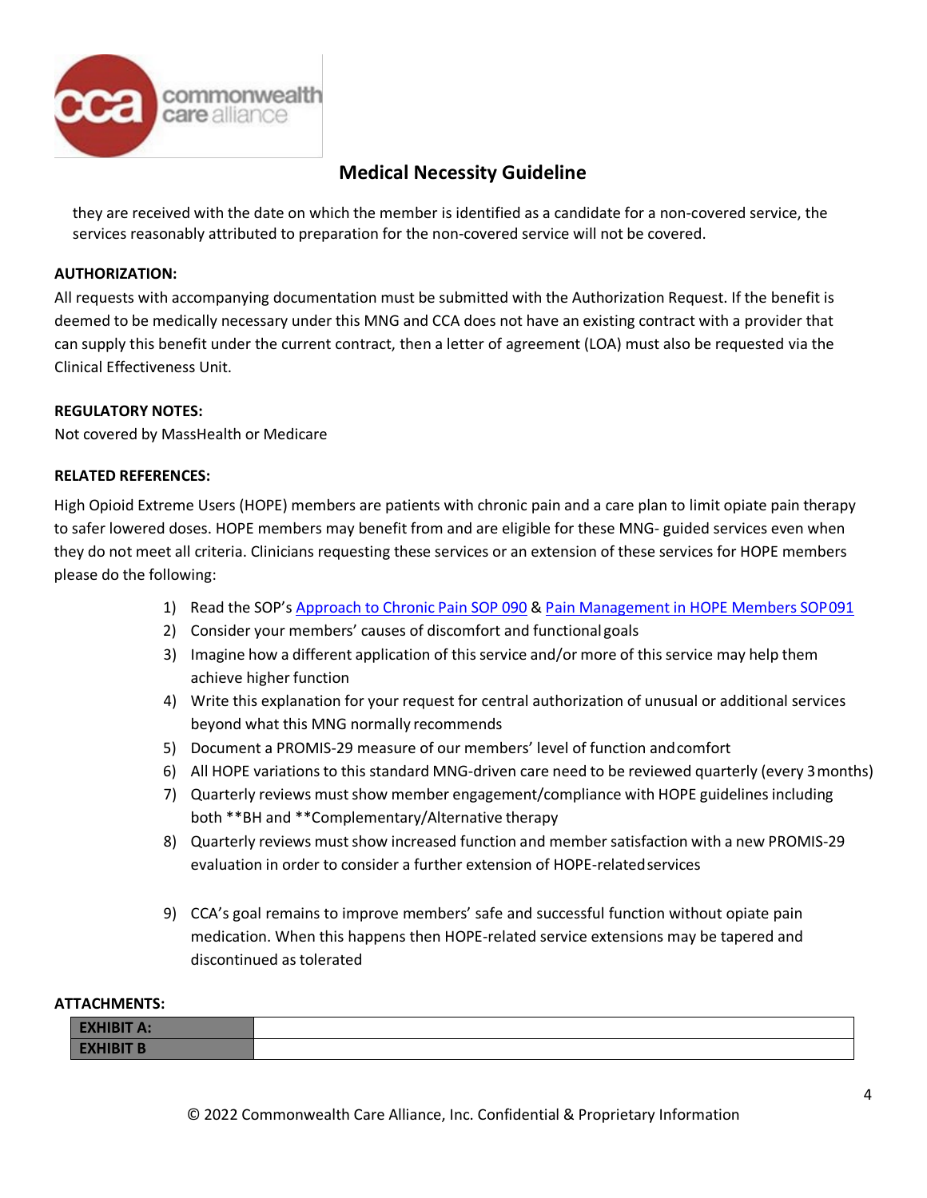they are received with the date on which the member is identified as a candidate for a non-covered service, the services reasonably attributed to preparation for the non-covered service will not be covered.

**AUTHORIZATION:**

All requests with accompanying documentation must be submitted with the Authorization Request. If the benefit is deemed to be medically necessary under this MNG and CCA does not have an existing contract with a provider that can supply this benefit under the current contract, then a letter of agreement (LOA) must also be requested via the Clinical Effectiveness Unit.

**REGULATORY NOTES:**

Not covered by MassHealth or Medicare

**RELATED REFERENCES:**

High Opioid Extreme Users (HOPE) members are patients with chronic pain and a care plan to limit opiate pain therapy to safer lowered doses. HOPE members may benefit from and are eligible for these MNG- guided services even when they do not meet all criteria. Clinicians requesting these services or an extension of these services for HOPE members please do the following:

1) Read the SOP's Approach to Chronic Pain SOP 090 & Pain Management in HOPE Members SOP091
2) Consider your members' causes of discomfort and functional goals
3) Imagine how a different application of this service and/or more of this service may help them achieve higher function
4) Write this explanation for your request for central authorization of unusual or additional services beyond what this MNG normally recommends
5) Document a PROMIS-29 measure of our members' level of function and comfort
6) All HOPE variations to this standard MNG-driven care need to be reviewed quarterly (every 3 months)
7) Quarterly reviews must show member engagement/compliance with HOPE guidelines including both **BH and **Complementary/Alternative therapy
8) Quarterly reviews must show increased function and member satisfaction with a new PROMIS-29 evaluation in order to consider a further extension of HOPE-related services
9) CCA's goal remains to improve members' safe and successful function without opiate pain medication. When this happens then HOPE-related service extensions may be tapered and discontinued as tolerated

**ATTACHMENTS:**

| | |
|---|---|
| **EXHIBIT A:** | |
| **EXHIBIT B** | |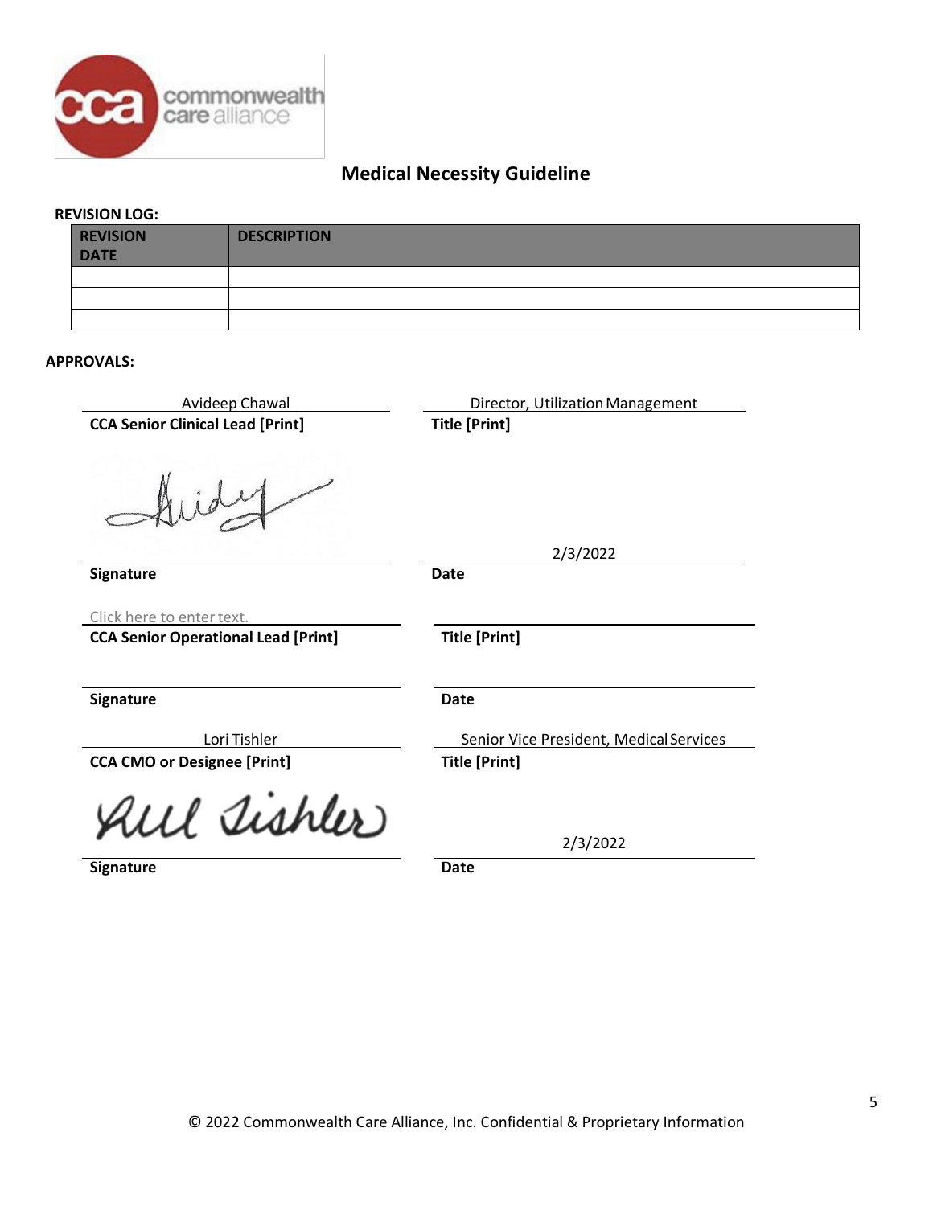# Medical Necessity Guideline

**REVISION LOG:**

| REVISION DATE | DESCRIPTION |
|---|---|
| | |
| | |
| | |

**APPROVALS:**

Avideep Chawal
**CCA Senior Clinical Lead [Print]**

Director, Utilization Management
**Title [Print]**

**Signature**

2/3/2022
**Date**

Click here to enter text.
**CCA Senior Operational Lead [Print]**

**Title [Print]**

**Signature**

**Date**

Lori Tishler
**CCA CMO or Designee [Print]**

Senior Vice President, Medical Services
**Title [Print]**

**Signature**

2/3/2022
**Date**

© 2022 Commonwealth Care Alliance, Inc. Confidential & Proprietary Information